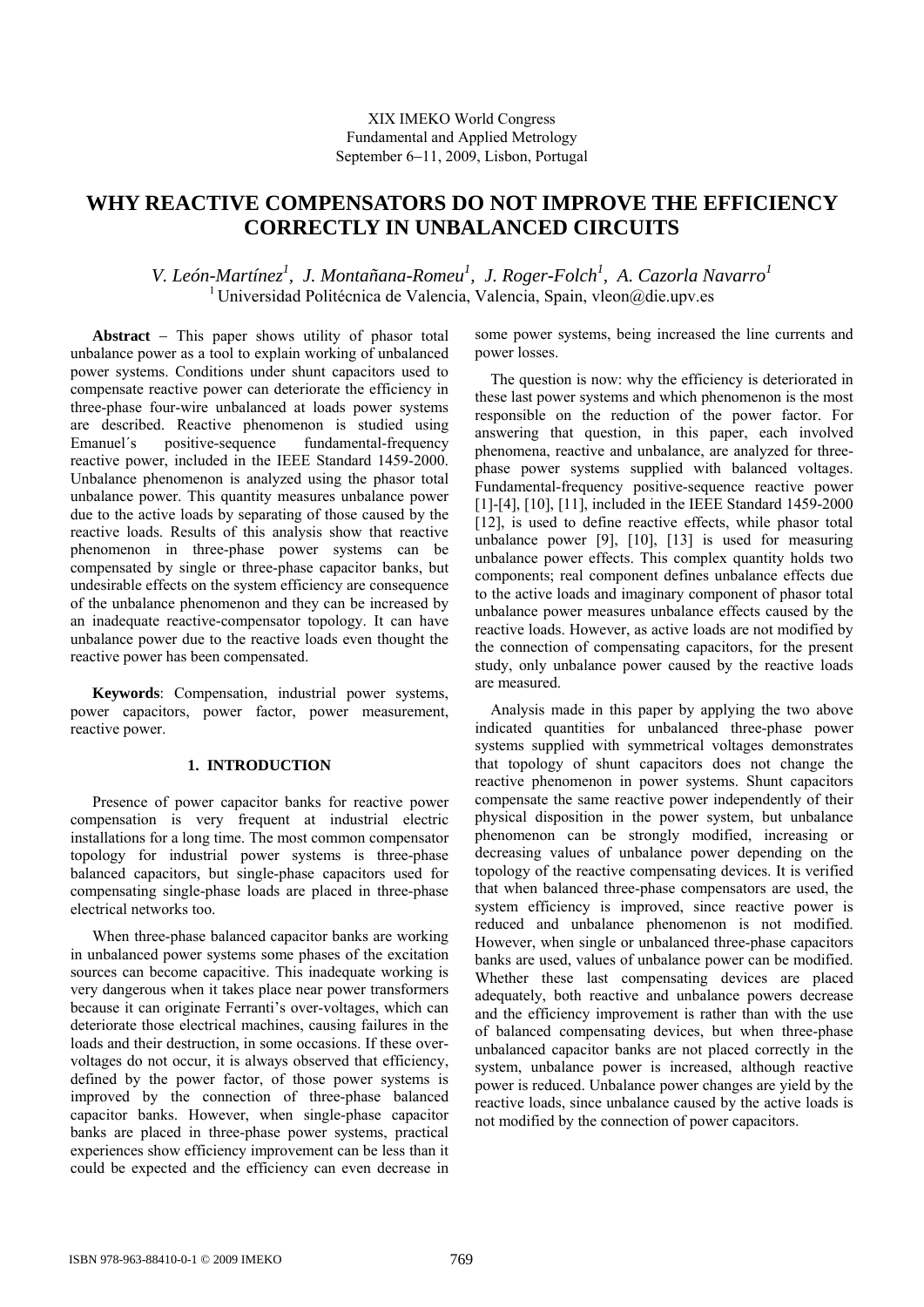XIX IMEKO World Congress
Fundamental and Applied Metrology
September 6−11, 2009, Lisbon, Portugal

# WHY REACTIVE COMPENSATORS DO NOT IMPROVE THE EFFICIENCY CORRECTLY IN UNBALANCED CIRCUITS

*V. León-Martínez[1], J. Montañana-Romeu[1], J. Roger-Folch[1], A. Cazorla Navarro[1]*
[1] Universidad Politécnica de Valencia, Valencia, Spain, vleon@die.upv.es

**Abstract** − This paper shows utility of phasor total unbalance power as a tool to explain working of unbalanced power systems. Conditions under shunt capacitors used to compensate reactive power can deteriorate the efficiency in three-phase four-wire unbalanced at loads power systems are described. Reactive phenomenon is studied using Emanuel´s positive-sequence fundamental-frequency reactive power, included in the IEEE Standard 1459-2000. Unbalance phenomenon is analyzed using the phasor total unbalance power. This quantity measures unbalance power due to the active loads by separating of those caused by the reactive loads. Results of this analysis show that reactive phenomenon in three-phase power systems can be compensated by single or three-phase capacitor banks, but undesirable effects on the system efficiency are consequence of the unbalance phenomenon and they can be increased by an inadequate reactive-compensator topology. It can have unbalance power due to the reactive loads even thought the reactive power has been compensated.

**Keywords**: Compensation, industrial power systems, power capacitors, power factor, power measurement, reactive power.

## 1. INTRODUCTION

Presence of power capacitor banks for reactive power compensation is very frequent at industrial electric installations for a long time. The most common compensator topology for industrial power systems is three-phase balanced capacitors, but single-phase capacitors used for compensating single-phase loads are placed in three-phase electrical networks too.

When three-phase balanced capacitor banks are working in unbalanced power systems some phases of the excitation sources can become capacitive. This inadequate working is very dangerous when it takes place near power transformers because it can originate Ferranti's over-voltages, which can deteriorate those electrical machines, causing failures in the loads and their destruction, in some occasions. If these over-voltages do not occur, it is always observed that efficiency, defined by the power factor, of those power systems is improved by the connection of three-phase balanced capacitor banks. However, when single-phase capacitor banks are placed in three-phase power systems, practical experiences show efficiency improvement can be less than it could be expected and the efficiency can even decrease in some power systems, being increased the line currents and power losses.

The question is now: why the efficiency is deteriorated in these last power systems and which phenomenon is the most responsible on the reduction of the power factor. For answering that question, in this paper, each involved phenomena, reactive and unbalance, are analyzed for three-phase power systems supplied with balanced voltages. Fundamental-frequency positive-sequence reactive power [1]-[4], [10], [11], included in the IEEE Standard 1459-2000 [12], is used to define reactive effects, while phasor total unbalance power [9], [10], [13] is used for measuring unbalance power effects. This complex quantity holds two components; real component defines unbalance effects due to the active loads and imaginary component of phasor total unbalance power measures unbalance effects caused by the reactive loads. However, as active loads are not modified by the connection of compensating capacitors, for the present study, only unbalance power caused by the reactive loads are measured.

Analysis made in this paper by applying the two above indicated quantities for unbalanced three-phase power systems supplied with symmetrical voltages demonstrates that topology of shunt capacitors does not change the reactive phenomenon in power systems. Shunt capacitors compensate the same reactive power independently of their physical disposition in the power system, but unbalance phenomenon can be strongly modified, increasing or decreasing values of unbalance power depending on the topology of the reactive compensating devices. It is verified that when balanced three-phase compensators are used, the system efficiency is improved, since reactive power is reduced and unbalance phenomenon is not modified. However, when single or unbalanced three-phase capacitors banks are used, values of unbalance power can be modified. Whether these last compensating devices are placed adequately, both reactive and unbalance powers decrease and the efficiency improvement is rather than with the use of balanced compensating devices, but when three-phase unbalanced capacitor banks are not placed correctly in the system, unbalance power is increased, although reactive power is reduced. Unbalance power changes are yield by the reactive loads, since unbalance caused by the active loads is not modified by the connection of power capacitors.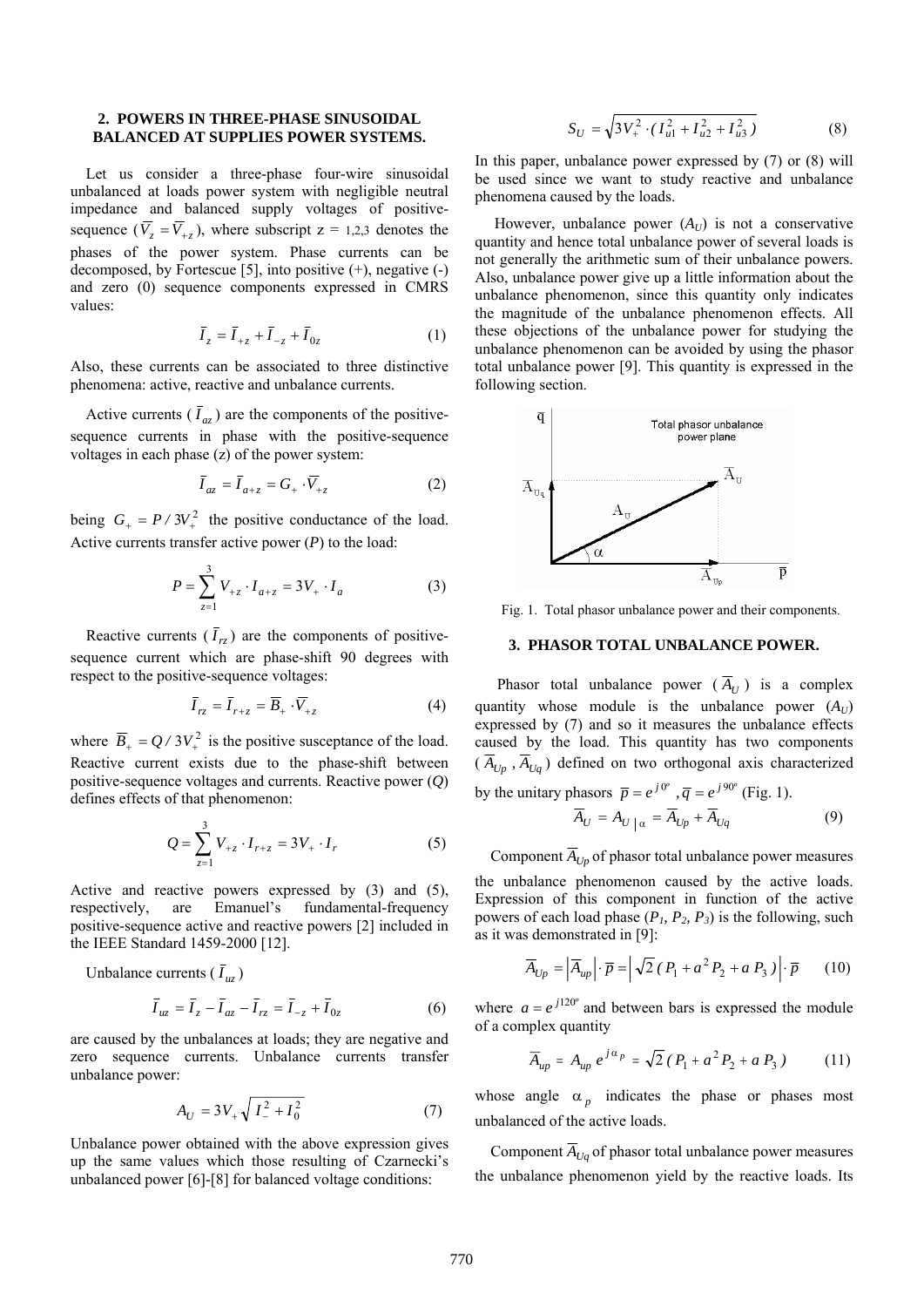## 2. POWERS IN THREE-PHASE SINUSOIDAL BALANCED AT SUPPLIES POWER SYSTEMS.

Let us consider a three-phase four-wire sinusoidal unbalanced at loads power system with negligible neutral impedance and balanced supply voltages of positive-sequence ($\overline{V}_z = \overline{V}_{+z}$), where subscript z = 1,2,3 denotes the phases of the power system. Phase currents can be decomposed, by Fortescue [5], into positive (+), negative (-) and zero (0) sequence components expressed in CMRS values:

$$\overline{I}_z = \overline{I}_{+z} + \overline{I}_{-z} + \overline{I}_{0z} \tag{1}$$

Also, these currents can be associated to three distinctive phenomena: active, reactive and unbalance currents.

Active currents ($\overline{I}_{az}$) are the components of the positive-sequence currents in phase with the positive-sequence voltages in each phase (z) of the power system:

$$\overline{I}_{az} = \overline{I}_{a+z} = G_+ \cdot \overline{V}_{+z} \tag{2}$$

being $G_+ = P / 3V_+^2$ the positive conductance of the load. Active currents transfer active power ($P$) to the load:

$$P = \sum_{z=1}^{3} V_{+z} \cdot I_{a+z} = 3V_+ \cdot I_a \tag{3}$$

Reactive currents ($\overline{I}_{rz}$) are the components of positive-sequence current which are phase-shift 90 degrees with respect to the positive-sequence voltages:

$$\overline{I}_{rz} = \overline{I}_{r+z} = \overline{B}_+ \cdot \overline{V}_{+z} \tag{4}$$

where $\overline{B}_+ = Q / 3V_+^2$ is the positive susceptance of the load. Reactive current exists due to the phase-shift between positive-sequence voltages and currents. Reactive power ($Q$) defines effects of that phenomenon:

$$Q = \sum_{z=1}^{3} V_{+z} \cdot I_{r+z} = 3V_+ \cdot I_r \tag{5}$$

Active and reactive powers expressed by (3) and (5), respectively, are Emanuel's fundamental-frequency positive-sequence active and reactive powers [2] included in the IEEE Standard 1459-2000 [12].

Unbalance currents ($\overline{I}_{uz}$)

$$\overline{I}_{uz} = \overline{I}_z - \overline{I}_{az} - \overline{I}_{rz} = \overline{I}_{-z} + \overline{I}_{0z} \tag{6}$$

are caused by the unbalances at loads; they are negative and zero sequence currents. Unbalance currents transfer unbalance power:

$$A_U = 3V_+ \sqrt{I_-^2 + I_0^2} \tag{7}$$

Unbalance power obtained with the above expression gives up the same values which those resulting of Czarnecki's unbalanced power [6]-[8] for balanced voltage conditions:

$$S_U = \sqrt{3V_+^2 \cdot (I_{u1}^2 + I_{u2}^2 + I_{u3}^2)} \tag{8}$$

In this paper, unbalance power expressed by (7) or (8) will be used since we want to study reactive and unbalance phenomena caused by the loads.

However, unbalance power ($A_U$) is not a conservative quantity and hence total unbalance power of several loads is not generally the arithmetic sum of their unbalance powers. Also, unbalance power give up a little information about the unbalance phenomenon, since this quantity only indicates the magnitude of the unbalance phenomenon effects. All these objections of the unbalance power for studying the unbalance phenomenon can be avoided by using the phasor total unbalance power [9]. This quantity is expressed in the following section.

Fig. 1. Total phasor unbalance power and their components.

## 3. PHASOR TOTAL UNBALANCE POWER.

Phasor total unbalance power ($\overline{A}_U$) is a complex quantity whose module is the unbalance power ($A_U$) expressed by (7) and so it measures the unbalance effects caused by the load. This quantity has two components ($\overline{A}_{Up}, \overline{A}_{Uq}$) defined on two orthogonal axis characterized by the unitary phasors $\overline{p} = e^{j0^o}, \overline{q} = e^{j90^o}$ (Fig. 1).

$$\overline{A}_U = A_U \,\big|_{\alpha} = \overline{A}_{Up} + \overline{A}_{Uq} \tag{9}$$

Component $\overline{A}_{Up}$ of phasor total unbalance power measures the unbalance phenomenon caused by the active loads. Expression of this component in function of the active powers of each load phase ($P_1, P_2, P_3$) is the following, such as it was demonstrated in [9]:

$$\overline{A}_{Up} = \left|\overline{A}_{up}\right| \cdot \overline{p} = \left|\sqrt{2}\,(P_1 + a^2 P_2 + a\,P_3)\right| \cdot \overline{p} \tag{10}$$

where $a = e^{j120^o}$ and between bars is expressed the module of a complex quantity

$$\overline{A}_{up} = A_{up}\, e^{j\alpha_p} = \sqrt{2}\,(P_1 + a^2 P_2 + a\,P_3) \tag{11}$$

whose angle $\alpha_p$ indicates the phase or phases most unbalanced of the active loads.

Component $\overline{A}_{Uq}$ of phasor total unbalance power measures the unbalance phenomenon yield by the reactive loads. Its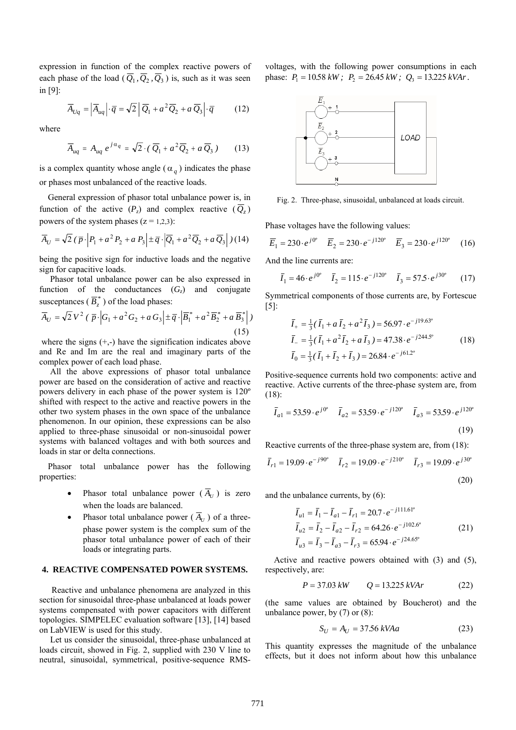expression in function of the complex reactive powers of each phase of the load ($\overline{Q}_1, \overline{Q}_2, \overline{Q}_3$) is, such as it was seen in [9]:

$$\overline{A}_{Uq} = \left|\overline{A}_{uq}\right| \cdot \overline{q} = \sqrt{2}\left|\overline{Q}_1 + a^2\overline{Q}_2 + a\,\overline{Q}_3\right| \cdot \overline{q} \tag{12}$$

where

$$\overline{A}_{uq} = A_{uq}\, e^{j\alpha_q} = \sqrt{2} \cdot (\overline{Q}_1 + a^2\overline{Q}_2 + a\,\overline{Q}_3) \tag{13}$$

is a complex quantity whose angle ($\alpha_q$) indicates the phase or phases most unbalanced of the reactive loads.

General expression of phasor total unbalance power is, in function of the active ($P_z$) and complex reactive ($\overline{Q}_z$) powers of the system phases ($z$ = 1,2,3):

$$\overline{A}_U = \sqrt{2}\,(\,\overline{p} \cdot \left|P_1 + a^2 P_2 + a\,P_3\right| \pm \overline{q} \cdot \left|\overline{Q}_1 + a^2\overline{Q}_2 + a\,\overline{Q}_3\right|\,) \tag{14}$$

being the positive sign for inductive loads and the negative sign for capacitive loads.

Phasor total unbalance power can be also expressed in function of the conductances ($G_z$) and conjugate susceptances ($\overline{B}_z^*$) of the load phases:

$$\overline{A}_U = \sqrt{2}\,V^2\,(\,\overline{p} \cdot \left|G_1 + a^2 G_2 + a\,G_3\right| \pm \overline{q} \cdot \left|\overline{B}_1^* + a^2\overline{B}_2^* + a\,\overline{B}_3^*\right|\,) \tag{15}$$

where the signs (+,-) have the signification indicates above and Re and Im are the real and imaginary parts of the complex power of each load phase.

All the above expressions of phasor total unbalance power are based on the consideration of active and reactive powers delivery in each phase of the power system is 120º shifted with respect to the active and reactive powers in the other two system phases in the own space of the unbalance phenomenon. In our opinion, these expressions can be also applied to three-phase sinusoidal or non-sinusoidal power systems with balanced voltages and with both sources and loads in star or delta connections.

Phasor total unbalance power has the following properties:

- Phasor total unbalance power ($\overline{A}_U$) is zero when the loads are balanced.
- Phasor total unbalance power ($\overline{A}_U$) of a three-phase power system is the complex sum of the phasor total unbalance power of each of their loads or integrating parts.

## 4. REACTIVE COMPENSATED POWER SYSTEMS.

Reactive and unbalance phenomena are analyzed in this section for sinusoidal three-phase unbalanced at loads power systems compensated with power capacitors with different topologies. SIMPELEC evaluation software [13], [14] based on LabVIEW is used for this study.

Let us consider the sinusoidal, three-phase unbalanced at loads circuit, showed in Fig. 2, supplied with 230 V line to neutral, sinusoidal, symmetrical, positive-sequence RMS-voltages, with the following power consumptions in each phase: $P_1 = 10.58\ kW$; $P_2 = 26.45\ kW$; $Q_3 = 13.225\ kVAr$.

Fig. 2. Three-phase, sinusoidal, unbalanced at loads circuit.

Phase voltages have the following values:

$$\overline{E}_1 = 230 \cdot e^{j0^o} \quad \overline{E}_2 = 230 \cdot e^{-j120^o} \quad \overline{E}_3 = 230 \cdot e^{j120^o} \tag{16}$$

And the line currents are:

$$\overline{I}_1 = 46 \cdot e^{j0^o} \quad \overline{I}_2 = 115 \cdot e^{-j120^o} \quad \overline{I}_3 = 57.5 \cdot e^{j30^o} \tag{17}$$

Symmetrical components of those currents are, by Fortescue [5]:

$$\begin{aligned}
\overline{I}_+ &= \tfrac{1}{3}(\,\overline{I}_1 + a\,\overline{I}_2 + a^2\overline{I}_3\,) = 56.97 \cdot e^{-j19.63^o} \\
\overline{I}_- &= \tfrac{1}{3}(\,\overline{I}_1 + a^2\overline{I}_2 + a\,\overline{I}_3\,) = 47.38 \cdot e^{-j244.5^o} \\
\overline{I}_0 &= \tfrac{1}{3}(\,\overline{I}_1 + \overline{I}_2 + \overline{I}_3\,) = 26.84 \cdot e^{-j61.2^o}
\end{aligned} \tag{18}$$

Positive-sequence currents hold two components: active and reactive. Active currents of the three-phase system are, from (18):

$$\overline{I}_{a1} = 53.59 \cdot e^{j0^o} \quad \overline{I}_{a2} = 53.59 \cdot e^{-j120^o} \quad \overline{I}_{a3} = 53.59 \cdot e^{j120^o} \tag{19}$$

Reactive currents of the three-phase system are, from (18):

$$\overline{I}_{r1} = 19.09 \cdot e^{-j90^o} \quad \overline{I}_{r2} = 19.09 \cdot e^{-j210^o} \quad \overline{I}_{r3} = 19.09 \cdot e^{j30^o} \tag{20}$$

and the unbalance currents, by (6):

$$\begin{aligned}
\overline{I}_{u1} &= \overline{I}_1 - \overline{I}_{a1} - \overline{I}_{r1} = 20.7 \cdot e^{-j111.61^o} \\
\overline{I}_{u2} &= \overline{I}_2 - \overline{I}_{a2} - \overline{I}_{r2} = 64.26 \cdot e^{-j102.6^o} \\
\overline{I}_{u3} &= \overline{I}_3 - \overline{I}_{a3} - \overline{I}_{r3} = 65.94 \cdot e^{-j24.65^o}
\end{aligned} \tag{21}$$

Active and reactive powers obtained with (3) and (5), respectively, are:

$$P = 37.03\ kW \qquad Q = 13.225\ kVAr \tag{22}$$

(the same values are obtained by Boucherot) and the unbalance power, by (7) or (8):

$$S_U = A_U = 37.56\ kVAa \tag{23}$$

This quantity expresses the magnitude of the unbalance effects, but it does not inform about how this unbalance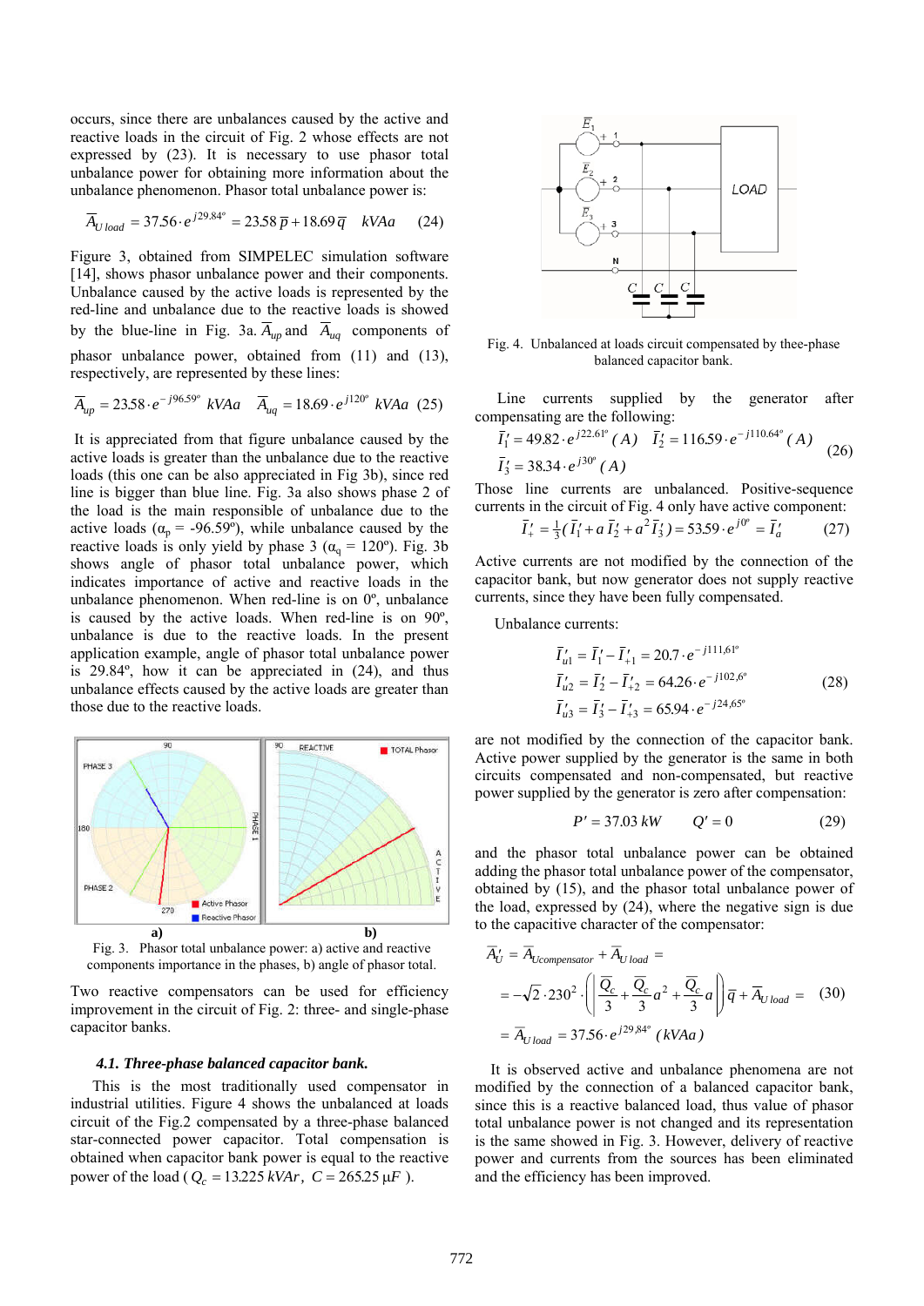occurs, since there are unbalances caused by the active and reactive loads in the circuit of Fig. 2 whose effects are not expressed by (23). It is necessary to use phasor total unbalance power for obtaining more information about the unbalance phenomenon. Phasor total unbalance power is:

$$\overline{A}_{U\,load} = 37.56 \cdot e^{j29.84^{o}} = 23.58\,\overline{p} + 18.69\,\overline{q} \quad kVAa \qquad (24)$$

Figure 3, obtained from SIMPELEC simulation software [14], shows phasor unbalance power and their components. Unbalance caused by the active loads is represented by the red-line and unbalance due to the reactive loads is showed by the blue-line in Fig. 3a. $\overline{A}_{up}$ and $\overline{A}_{uq}$ components of phasor unbalance power, obtained from (11) and (13), respectively, are represented by these lines:

$$\overline{A}_{up} = 23.58 \cdot e^{-j96.59^{o}}\ kVAa \quad \overline{A}_{uq} = 18.69 \cdot e^{j120^{o}}\ kVAa \quad (25)$$

It is appreciated from that figure unbalance caused by the active loads is greater than the unbalance due to the reactive loads (this one can be also appreciated in Fig 3b), since red line is bigger than blue line. Fig. 3a also shows phase 2 of the load is the main responsible of unbalance due to the active loads ($\alpha_p$ = -96.59º), while unbalance caused by the reactive loads is only yield by phase 3 ($\alpha_q$ = 120º). Fig. 3b shows angle of phasor total unbalance power, which indicates importance of active and reactive loads in the unbalance phenomenon. When red-line is on 0º, unbalance is caused by the active loads. When red-line is on 90º, unbalance is due to the reactive loads. In the present application example, angle of phasor total unbalance power is 29.84º, how it can be appreciated in (24), and thus unbalance effects caused by the active loads are greater than those due to the reactive loads.

Fig. 3. Phasor total unbalance power: a) active and reactive components importance in the phases, b) angle of phasor total.

Two reactive compensators can be used for efficiency improvement in the circuit of Fig. 2: three- and single-phase capacitor banks.

### *4.1. Three-phase balanced capacitor bank.*

This is the most traditionally used compensator in industrial utilities. Figure 4 shows the unbalanced at loads circuit of the Fig.2 compensated by a three-phase balanced star-connected power capacitor. Total compensation is obtained when capacitor bank power is equal to the reactive power of the load ( $Q_c = 13.225\ kVAr,\ C = 265.25\ \mu F$ ).

Fig. 4. Unbalanced at loads circuit compensated by thee-phase balanced capacitor bank.

Line currents supplied by the generator after compensating are the following:

$$\overline{I}_1' = 49.82 \cdot e^{j22.61^{o}}\,(A) \quad \overline{I}_2' = 116.59 \cdot e^{-j110.64^{o}}\,(A) \quad \overline{I}_3' = 38.34 \cdot e^{j30^{o}}\,(A) \qquad (26)$$

Those line currents are unbalanced. Positive-sequence currents in the circuit of Fig. 4 only have active component:

$$\overline{I}_+' = \tfrac{1}{3}(\overline{I}_1' + a\,\overline{I}_2' + a^2\,\overline{I}_3') = 53.59 \cdot e^{j0^{o}} = \overline{I}_a' \qquad (27)$$

Active currents are not modified by the connection of the capacitor bank, but now generator does not supply reactive currents, since they have been fully compensated.

Unbalance currents:

$$\begin{aligned} \overline{I}_{u1}' &= \overline{I}_1' - \overline{I}_{+1}' = 20.7 \cdot e^{-j111{,}61^{o}} \\ \overline{I}_{u2}' &= \overline{I}_2' - \overline{I}_{+2}' = 64.26 \cdot e^{-j102{,}6^{o}} \\ \overline{I}_{u3}' &= \overline{I}_3' - \overline{I}_{+3}' = 65.94 \cdot e^{-j24{,}65^{o}} \end{aligned} \qquad (28)$$

are not modified by the connection of the capacitor bank. Active power supplied by the generator is the same in both circuits compensated and non-compensated, but reactive power supplied by the generator is zero after compensation:

$$P' = 37.03\ kW \qquad Q' = 0 \qquad (29)$$

and the phasor total unbalance power can be obtained adding the phasor total unbalance power of the compensator, obtained by (15), and the phasor total unbalance power of the load, expressed by (24), where the negative sign is due to the capacitive character of the compensator:

$$\begin{aligned} \overline{A}_U' &= \overline{A}_{Ucompensator} + \overline{A}_{U\,load} = \\ &= -\sqrt{2} \cdot 230^2 \cdot \left( \left| \frac{Q_c}{3} + \frac{Q_c}{3}a^2 + \frac{Q_c}{3}a \right| \right) \overline{q} + \overline{A}_{U\,load} = \\ &= \overline{A}_{U\,load} = 37.56 \cdot e^{j29{,}84^{o}}\ (kVAa) \end{aligned} \qquad (30)$$

It is observed active and unbalance phenomena are not modified by the connection of a balanced capacitor bank, since this is a reactive balanced load, thus value of phasor total unbalance power is not changed and its representation is the same showed in Fig. 3. However, delivery of reactive power and currents from the sources has been eliminated and the efficiency has been improved.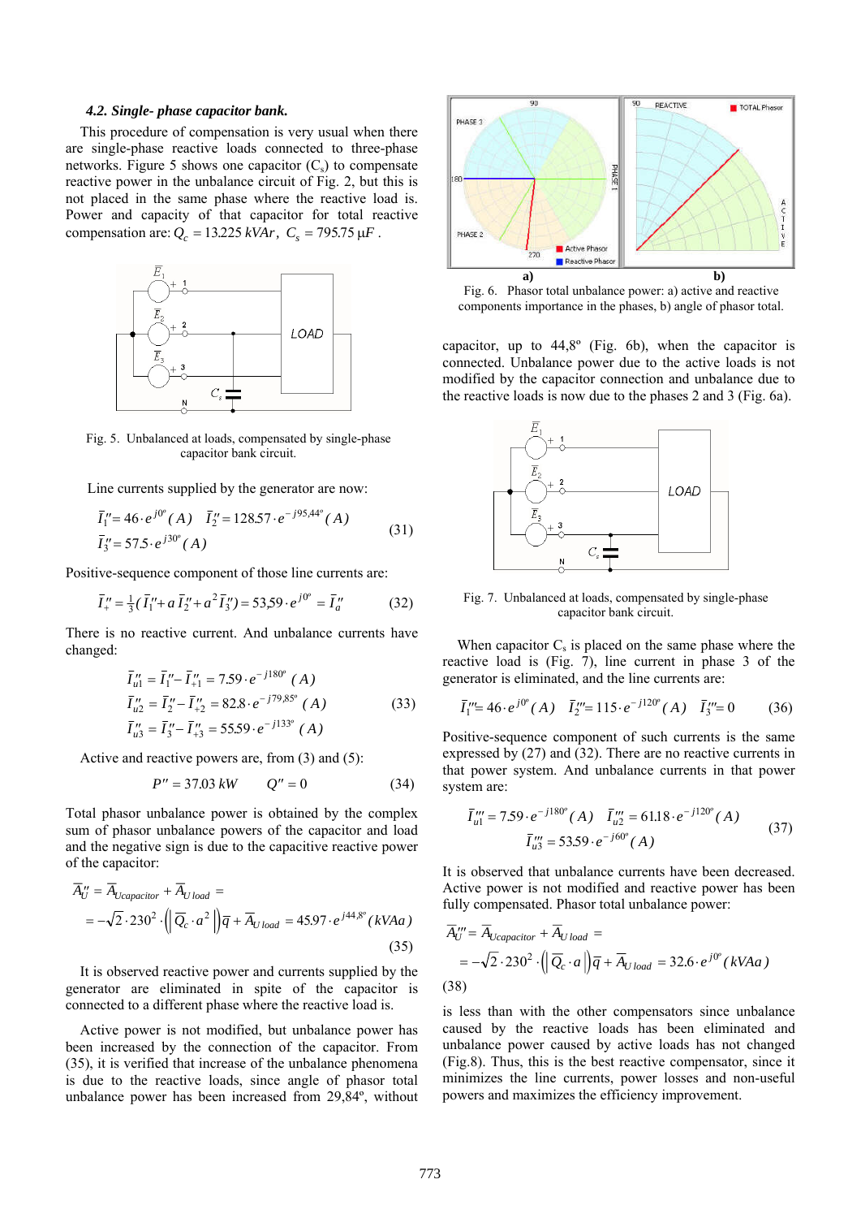#### 4.2. Single- phase capacitor bank.

This procedure of compensation is very usual when there are single-phase reactive loads connected to three-phase networks. Figure 5 shows one capacitor ($C_s$) to compensate reactive power in the unbalance circuit of Fig. 2, but this is not placed in the same phase where the reactive load is. Power and capacity of that capacitor for total reactive compensation are: $Q_c = 13.225\ kVAr$, $C_s = 795.75\ \mu F$ .

Fig. 5. Unbalanced at loads, compensated by single-phase capacitor bank circuit.

Line currents supplied by the generator are now:

$$\bar{I}_1'' = 46 \cdot e^{j0^o}\ (A) \quad \bar{I}_2'' = 128.57 \cdot e^{-j95.44^o}\ (A) \quad \bar{I}_3'' = 57.5 \cdot e^{j30^o}\ (A) \tag{31}$$

Positive-sequence component of those line currents are:

$$\bar{I}_+'' = \tfrac{1}{3}(\bar{I}_1'' + a\,\bar{I}_2'' + a^2\bar{I}_3'') = 53{,}59 \cdot e^{j0^o} = \bar{I}_a'' \tag{32}$$

There is no reactive current. And unbalance currents have changed:

$$\begin{aligned} \bar{I}_{u1}'' &= \bar{I}_1'' - \bar{I}_{+1}'' = 7.59 \cdot e^{-j180^o}\ (A) \\ \bar{I}_{u2}'' &= \bar{I}_2'' - \bar{I}_{+2}'' = 82.8 \cdot e^{-j79.85^o}\ (A) \\ \bar{I}_{u3}'' &= \bar{I}_3'' - \bar{I}_{+3}'' = 55.59 \cdot e^{-j133^o}\ (A) \end{aligned} \tag{33}$$

Active and reactive powers are, from (3) and (5):

$$P'' = 37.03\ kW \qquad Q'' = 0 \tag{34}$$

Total phasor unbalance power is obtained by the complex sum of phasor unbalance powers of the capacitor and load and the negative sign is due to the capacitive reactive power of the capacitor:

$$\begin{aligned} \bar{A}_U'' &= \bar{A}_{Ucapacitor} + \bar{A}_{U\,load} = \\ &= -\sqrt{2} \cdot 230^2 \cdot \left( \left| \bar{Q}_c \cdot a^2 \right| \right) \bar{q} + \bar{A}_{U\,load} = 45.97 \cdot e^{j44.8^o}\ (kVAa) \end{aligned} \tag{35}$$

It is observed reactive power and currents supplied by the generator are eliminated in spite of the capacitor is connected to a different phase where the reactive load is.

Active power is not modified, but unbalance power has been increased by the connection of the capacitor. From (35), it is verified that increase of the unbalance phenomena is due to the reactive loads, since angle of phasor total unbalance power has been increased from 29,84º, without capacitor, up to 44,8º (Fig. 6b), when the capacitor is connected. Unbalance power due to the active loads is not modified by the capacitor connection and unbalance due to the reactive loads is now due to the phases 2 and 3 (Fig. 6a).

Fig. 6. Phasor total unbalance power: a) active and reactive components importance in the phases, b) angle of phasor total.

Fig. 7. Unbalanced at loads, compensated by single-phase capacitor bank circuit.

When capacitor $C_s$ is placed on the same phase where the reactive load is (Fig. 7), line current in phase 3 of the generator is eliminated, and the line currents are:

$$\bar{I}_1''' = 46 \cdot e^{j0^o}\ (A) \quad \bar{I}_2''' = 115 \cdot e^{-j120^o}\ (A) \quad \bar{I}_3''' = 0 \tag{36}$$

Positive-sequence component of such currents is the same expressed by (27) and (32). There are no reactive currents in that power system. And unbalance currents in that power system are:

$$\bar{I}_{u1}''' = 7.59 \cdot e^{-j180^o}\ (A) \quad \bar{I}_{u2}''' = 61.18 \cdot e^{-j120^o}\ (A) \quad \bar{I}_{u3}''' = 53.59 \cdot e^{-j60^o}\ (A) \tag{37}$$

It is observed that unbalance currents have been decreased. Active power is not modified and reactive power has been fully compensated. Phasor total unbalance power:

$$\begin{aligned} \bar{A}_U''' &= \bar{A}_{Ucapacitor} + \bar{A}_{U\,load} = \\ &= -\sqrt{2} \cdot 230^2 \cdot \left( \left| \bar{Q}_c \cdot a \right| \right) \bar{q} + \bar{A}_{U\,load} = 32.6 \cdot e^{j0^o}\ (kVAa) \end{aligned} \tag{38}$$

is less than with the other compensators since unbalance caused by the reactive loads has been eliminated and unbalance power caused by active loads has not changed (Fig.8). Thus, this is the best reactive compensator, since it minimizes the line currents, power losses and non-useful powers and maximizes the efficiency improvement.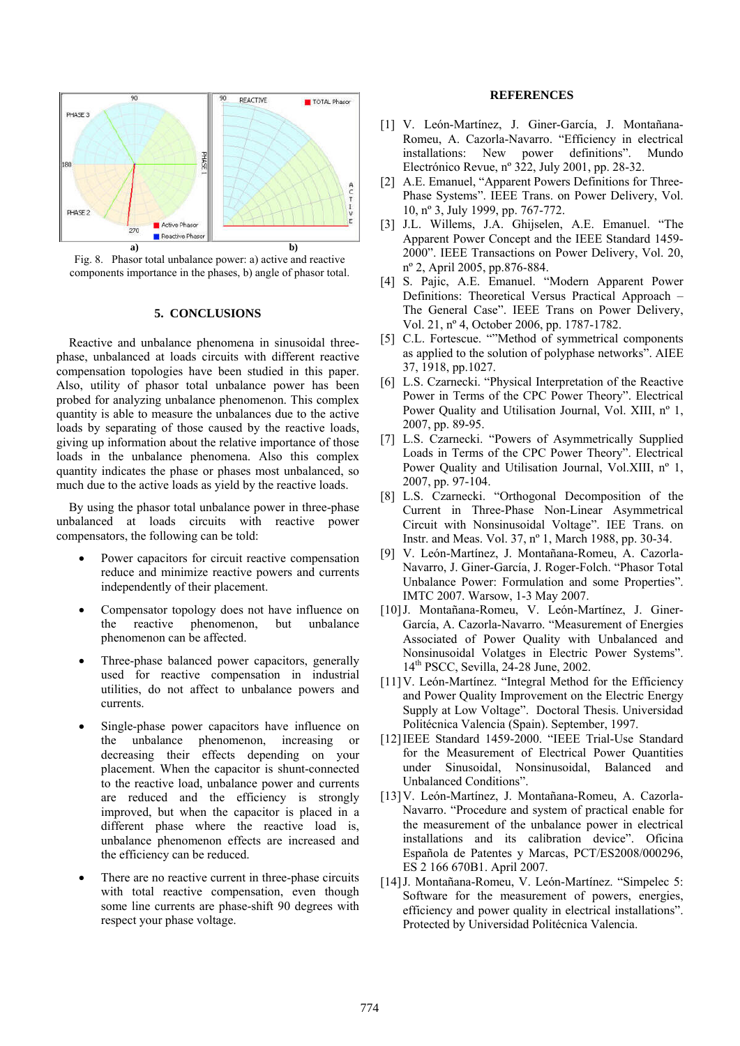90
PHASE 3
180
PHASE 1
PHASE 2
270
Active Phasor
Reactive Phasor

90
REACTIVE
TOTAL Phasor
ACTIVE

a) b)

Fig. 8. Phasor total unbalance power: a) active and reactive components importance in the phases, b) angle of phasor total.

## 5. CONCLUSIONS

Reactive and unbalance phenomena in sinusoidal three-phase, unbalanced at loads circuits with different reactive compensation topologies have been studied in this paper. Also, utility of phasor total unbalance power has been probed for analyzing unbalance phenomenon. This complex quantity is able to measure the unbalances due to the active loads by separating of those caused by the reactive loads, giving up information about the relative importance of those loads in the unbalance phenomena. Also this complex quantity indicates the phase or phases most unbalanced, so much due to the active loads as yield by the reactive loads.

By using the phasor total unbalance power in three-phase unbalanced at loads circuits with reactive power compensators, the following can be told:

- Power capacitors for circuit reactive compensation reduce and minimize reactive powers and currents independently of their placement.
- Compensator topology does not have influence on the reactive phenomenon, but unbalance phenomenon can be affected.
- Three-phase balanced power capacitors, generally used for reactive compensation in industrial utilities, do not affect to unbalance powers and currents.
- Single-phase power capacitors have influence on the unbalance phenomenon, increasing or decreasing their effects depending on your placement. When the capacitor is shunt-connected to the reactive load, unbalance power and currents are reduced and the efficiency is strongly improved, but when the capacitor is placed in a different phase where the reactive load is, unbalance phenomenon effects are increased and the efficiency can be reduced.
- There are no reactive current in three-phase circuits with total reactive compensation, even though some line currents are phase-shift 90 degrees with respect your phase voltage.

## REFERENCES

[1] V. León-Martínez, J. Giner-García, J. Montañana-Romeu, A. Cazorla-Navarro. "Efficiency in electrical installations: New power definitions". Mundo Electrónico Revue, nº 322, July 2001, pp. 28-32.

[2] A.E. Emanuel, "Apparent Powers Definitions for Three-Phase Systems". IEEE Trans. on Power Delivery, Vol. 10, nº 3, July 1999, pp. 767-772.

[3] J.L. Willems, J.A. Ghijselen, A.E. Emanuel. "The Apparent Power Concept and the IEEE Standard 1459-2000". IEEE Transactions on Power Delivery, Vol. 20, nº 2, April 2005, pp.876-884.

[4] S. Pajic, A.E. Emanuel. "Modern Apparent Power Definitions: Theoretical Versus Practical Approach – The General Case". IEEE Trans on Power Delivery, Vol. 21, nº 4, October 2006, pp. 1787-1782.

[5] C.L. Fortescue. ""Method of symmetrical components as applied to the solution of polyphase networks". AIEE 37, 1918, pp.1027.

[6] L.S. Czarnecki. "Physical Interpretation of the Reactive Power in Terms of the CPC Power Theory". Electrical Power Quality and Utilisation Journal, Vol. XIII, nº 1, 2007, pp. 89-95.

[7] L.S. Czarnecki. "Powers of Asymmetrically Supplied Loads in Terms of the CPC Power Theory". Electrical Power Quality and Utilisation Journal, Vol.XIII, nº 1, 2007, pp. 97-104.

[8] L.S. Czarnecki. "Orthogonal Decomposition of the Current in Three-Phase Non-Linear Asymmetrical Circuit with Nonsinusoidal Voltage". IEE Trans. on Instr. and Meas. Vol. 37, nº 1, March 1988, pp. 30-34.

[9] V. León-Martínez, J. Montañana-Romeu, A. Cazorla-Navarro, J. Giner-García, J. Roger-Folch. "Phasor Total Unbalance Power: Formulation and some Properties". IMTC 2007. Warsow, 1-3 May 2007.

[10] J. Montañana-Romeu, V. León-Martínez, J. Giner-García, A. Cazorla-Navarro. "Measurement of Energies Associated of Power Quality with Unbalanced and Nonsinusoidal Volatges in Electric Power Systems". 14th PSCC, Sevilla, 24-28 June, 2002.

[11] V. León-Martínez. "Integral Method for the Efficiency and Power Quality Improvement on the Electric Energy Supply at Low Voltage". Doctoral Thesis. Universidad Politécnica Valencia (Spain). September, 1997.

[12] IEEE Standard 1459-2000. "IEEE Trial-Use Standard for the Measurement of Electrical Power Quantities under Sinusoidal, Nonsinusoidal, Balanced and Unbalanced Conditions".

[13] V. León-Martínez, J. Montañana-Romeu, A. Cazorla-Navarro. "Procedure and system of practical enable for the measurement of the unbalance power in electrical installations and its calibration device". Oficina Española de Patentes y Marcas, PCT/ES2008/000296, ES 2 166 670B1. April 2007.

[14] J. Montañana-Romeu, V. León-Martínez. "Simpelec 5: Software for the measurement of powers, energies, efficiency and power quality in electrical installations". Protected by Universidad Politécnica Valencia.